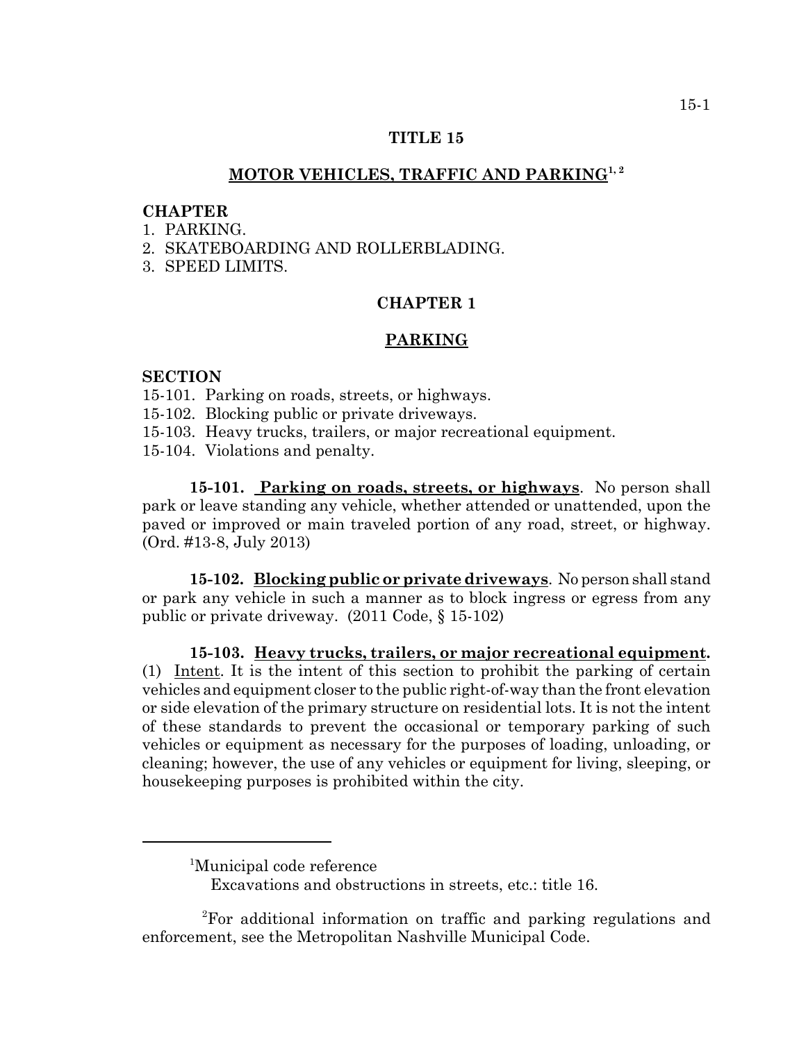# TITLE 15

## MOTOR VEHICLES, TRAFFIC AND PARKING[1, 2]

**CHAPTER**

1. PARKING.
2. SKATEBOARDING AND ROLLERBLADING.
3. SPEED LIMITS.

## CHAPTER 1

## PARKING

**SECTION**

15-101. Parking on roads, streets, or highways.
15-102. Blocking public or private driveways.
15-103. Heavy trucks, trailers, or major recreational equipment.
15-104. Violations and penalty.

**15-101. Parking on roads, streets, or highways**. No person shall park or leave standing any vehicle, whether attended or unattended, upon the paved or improved or main traveled portion of any road, street, or highway. (Ord. #13-8, July 2013)

**15-102. Blocking public or private driveways**. No person shall stand or park any vehicle in such a manner as to block ingress or egress from any public or private driveway. (2011 Code, § 15-102)

**15-103. Heavy trucks, trailers, or major recreational equipment.** (1) Intent. It is the intent of this section to prohibit the parking of certain vehicles and equipment closer to the public right-of-way than the front elevation or side elevation of the primary structure on residential lots. It is not the intent of these standards to prevent the occasional or temporary parking of such vehicles or equipment as necessary for the purposes of loading, unloading, or cleaning; however, the use of any vehicles or equipment for living, sleeping, or housekeeping purposes is prohibited within the city.

---

[1] Municipal code reference
    Excavations and obstructions in streets, etc.: title 16.

[2] For additional information on traffic and parking regulations and enforcement, see the Metropolitan Nashville Municipal Code.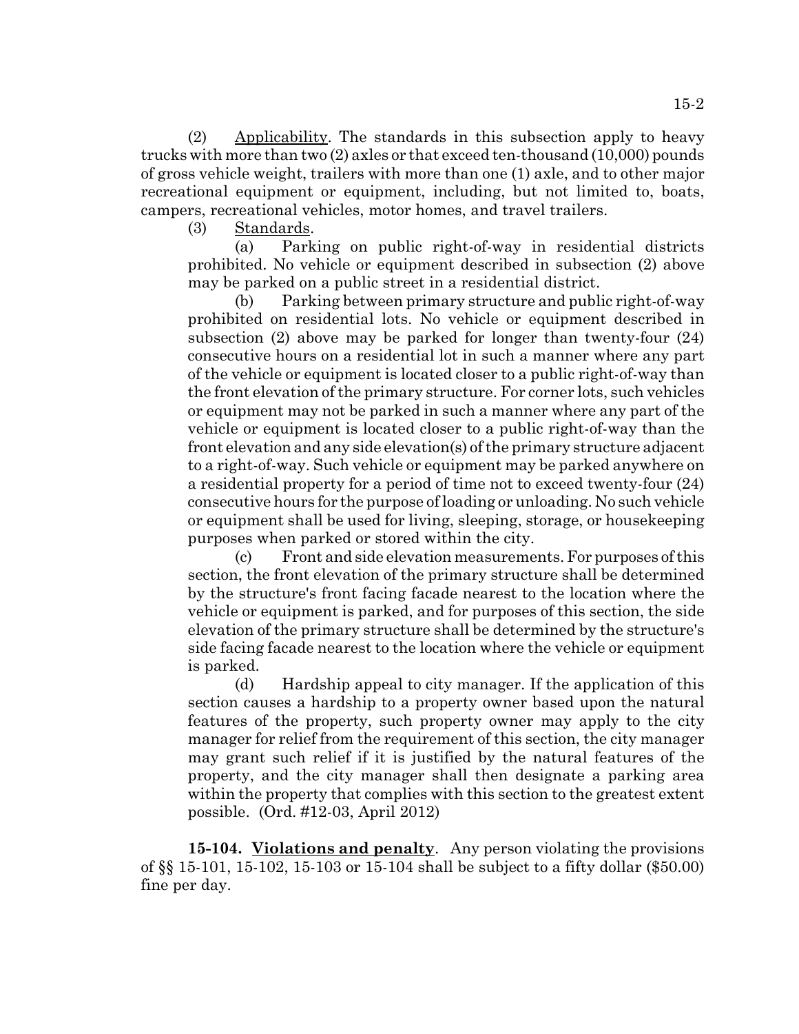(2) Applicability. The standards in this subsection apply to heavy trucks with more than two (2) axles or that exceed ten-thousand (10,000) pounds of gross vehicle weight, trailers with more than one (1) axle, and to other major recreational equipment or equipment, including, but not limited to, boats, campers, recreational vehicles, motor homes, and travel trailers.

(3) Standards.

(a) Parking on public right-of-way in residential districts prohibited. No vehicle or equipment described in subsection (2) above may be parked on a public street in a residential district.

(b) Parking between primary structure and public right-of-way prohibited on residential lots. No vehicle or equipment described in subsection (2) above may be parked for longer than twenty-four (24) consecutive hours on a residential lot in such a manner where any part of the vehicle or equipment is located closer to a public right-of-way than the front elevation of the primary structure. For corner lots, such vehicles or equipment may not be parked in such a manner where any part of the vehicle or equipment is located closer to a public right-of-way than the front elevation and any side elevation(s) of the primary structure adjacent to a right-of-way. Such vehicle or equipment may be parked anywhere on a residential property for a period of time not to exceed twenty-four (24) consecutive hours for the purpose of loading or unloading. No such vehicle or equipment shall be used for living, sleeping, storage, or housekeeping purposes when parked or stored within the city.

(c) Front and side elevation measurements. For purposes of this section, the front elevation of the primary structure shall be determined by the structure's front facing facade nearest to the location where the vehicle or equipment is parked, and for purposes of this section, the side elevation of the primary structure shall be determined by the structure's side facing facade nearest to the location where the vehicle or equipment is parked.

(d) Hardship appeal to city manager. If the application of this section causes a hardship to a property owner based upon the natural features of the property, such property owner may apply to the city manager for relief from the requirement of this section, the city manager may grant such relief if it is justified by the natural features of the property, and the city manager shall then designate a parking area within the property that complies with this section to the greatest extent possible. (Ord. #12-03, April 2012)

**15-104. Violations and penalty**. Any person violating the provisions of §§ 15-101, 15-102, 15-103 or 15-104 shall be subject to a fifty dollar ($50.00) fine per day.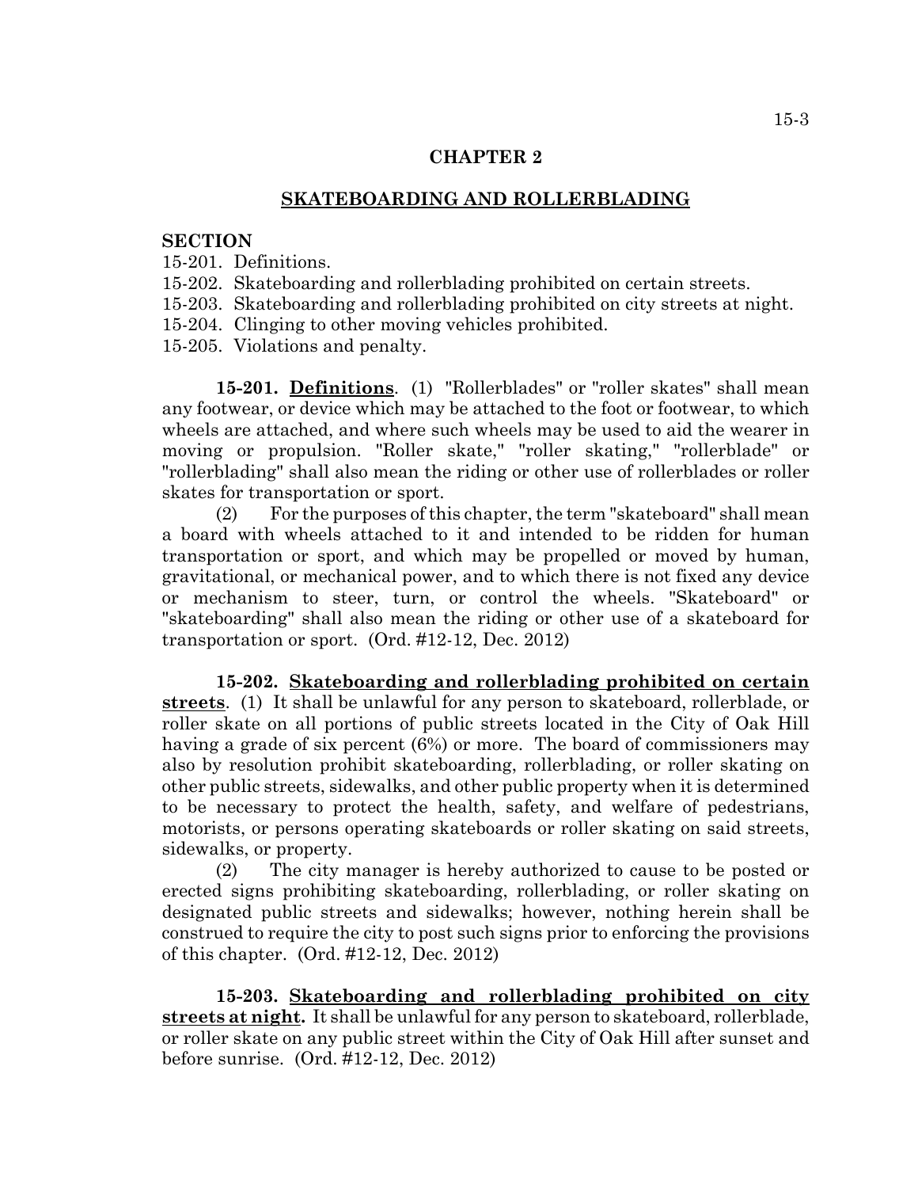# CHAPTER 2

## SKATEBOARDING AND ROLLERBLADING

**SECTION**

15-201. Definitions.
15-202. Skateboarding and rollerblading prohibited on certain streets.
15-203. Skateboarding and rollerblading prohibited on city streets at night.
15-204. Clinging to other moving vehicles prohibited.
15-205. Violations and penalty.

**15-201. Definitions**. (1) "Rollerblades" or "roller skates" shall mean any footwear, or device which may be attached to the foot or footwear, to which wheels are attached, and where such wheels may be used to aid the wearer in moving or propulsion. "Roller skate," "roller skating," "rollerblade" or "rollerblading" shall also mean the riding or other use of rollerblades or roller skates for transportation or sport.

(2) For the purposes of this chapter, the term "skateboard" shall mean a board with wheels attached to it and intended to be ridden for human transportation or sport, and which may be propelled or moved by human, gravitational, or mechanical power, and to which there is not fixed any device or mechanism to steer, turn, or control the wheels. "Skateboard" or "skateboarding" shall also mean the riding or other use of a skateboard for transportation or sport. (Ord. #12-12, Dec. 2012)

**15-202. Skateboarding and rollerblading prohibited on certain streets**. (1) It shall be unlawful for any person to skateboard, rollerblade, or roller skate on all portions of public streets located in the City of Oak Hill having a grade of six percent (6%) or more. The board of commissioners may also by resolution prohibit skateboarding, rollerblading, or roller skating on other public streets, sidewalks, and other public property when it is determined to be necessary to protect the health, safety, and welfare of pedestrians, motorists, or persons operating skateboards or roller skating on said streets, sidewalks, or property.

(2) The city manager is hereby authorized to cause to be posted or erected signs prohibiting skateboarding, rollerblading, or roller skating on designated public streets and sidewalks; however, nothing herein shall be construed to require the city to post such signs prior to enforcing the provisions of this chapter. (Ord. #12-12, Dec. 2012)

**15-203. Skateboarding and rollerblading prohibited on city streets at night.** It shall be unlawful for any person to skateboard, rollerblade, or roller skate on any public street within the City of Oak Hill after sunset and before sunrise. (Ord. #12-12, Dec. 2012)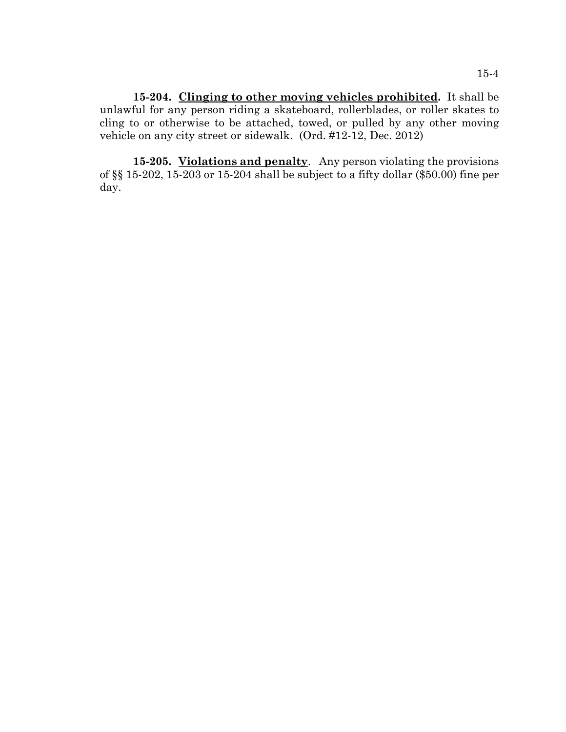**15-204. <u>Clinging to other moving vehicles prohibited</u>.** It shall be unlawful for any person riding a skateboard, rollerblades, or roller skates to cling to or otherwise to be attached, towed, or pulled by any other moving vehicle on any city street or sidewalk. (Ord. #12-12, Dec. 2012)

**15-205. <u>Violations and penalty</u>.** Any person violating the provisions of §§ 15-202, 15-203 or 15-204 shall be subject to a fifty dollar ($50.00) fine per day.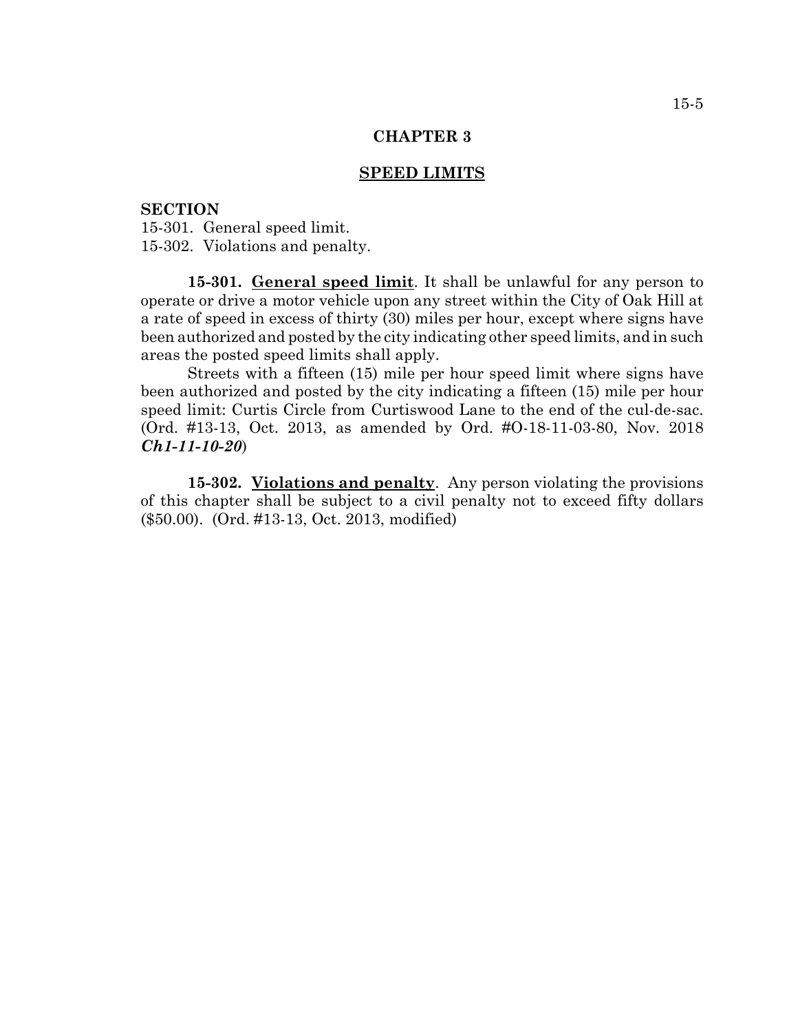# CHAPTER 3

## SPEED LIMITS

**SECTION**

15-301. General speed limit.
15-302. Violations and penalty.

**15-301. General speed limit**. It shall be unlawful for any person to operate or drive a motor vehicle upon any street within the City of Oak Hill at a rate of speed in excess of thirty (30) miles per hour, except where signs have been authorized and posted by the city indicating other speed limits, and in such areas the posted speed limits shall apply.

Streets with a fifteen (15) mile per hour speed limit where signs have been authorized and posted by the city indicating a fifteen (15) mile per hour speed limit: Curtis Circle from Curtiswood Lane to the end of the cul-de-sac. (Ord. #13-13, Oct. 2013, as amended by Ord. #O-18-11-03-80, Nov. 2018 ***Ch1-11-10-20***)

**15-302. Violations and penalty**. Any person violating the provisions of this chapter shall be subject to a civil penalty not to exceed fifty dollars ($50.00). (Ord. #13-13, Oct. 2013, modified)